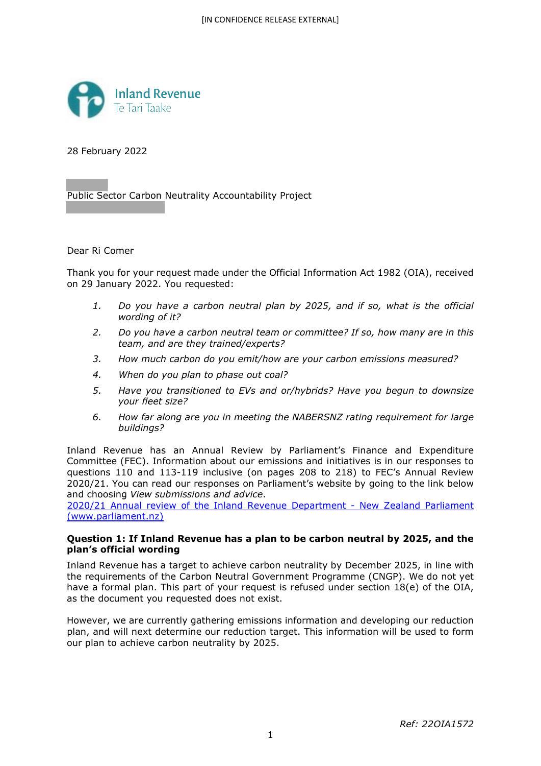[IN CONFIDENCE RELEASE EXTERNAL]

Inland Revenue
Te Tari Taake

28 February 2022

Public Sector Carbon Neutrality Accountability Project

Dear Ri Comer

Thank you for your request made under the Official Information Act 1982 (OIA), received on 29 January 2022. You requested:

1. *Do you have a carbon neutral plan by 2025, and if so, what is the official wording of it?*
2. *Do you have a carbon neutral team or committee? If so, how many are in this team, and are they trained/experts?*
3. *How much carbon do you emit/how are your carbon emissions measured?*
4. *When do you plan to phase out coal?*
5. *Have you transitioned to EVs and or/hybrids? Have you begun to downsize your fleet size?*
6. *How far along are you in meeting the NABERSNZ rating requirement for large buildings?*

Inland Revenue has an Annual Review by Parliament's Finance and Expenditure Committee (FEC). Information about our emissions and initiatives is in our responses to questions 110 and 113-119 inclusive (on pages 208 to 218) to FEC's Annual Review 2020/21. You can read our responses on Parliament's website by going to the link below and choosing *View submissions and advice*.
[2020/21 Annual review of the Inland Revenue Department - New Zealand Parliament (www.parliament.nz)]

**Question 1: If Inland Revenue has a plan to be carbon neutral by 2025, and the plan's official wording**

Inland Revenue has a target to achieve carbon neutrality by December 2025, in line with the requirements of the Carbon Neutral Government Programme (CNGP). We do not yet have a formal plan. This part of your request is refused under section 18(e) of the OIA, as the document you requested does not exist.

However, we are currently gathering emissions information and developing our reduction plan, and will next determine our reduction target. This information will be used to form our plan to achieve carbon neutrality by 2025.

*Ref: 22OIA1572*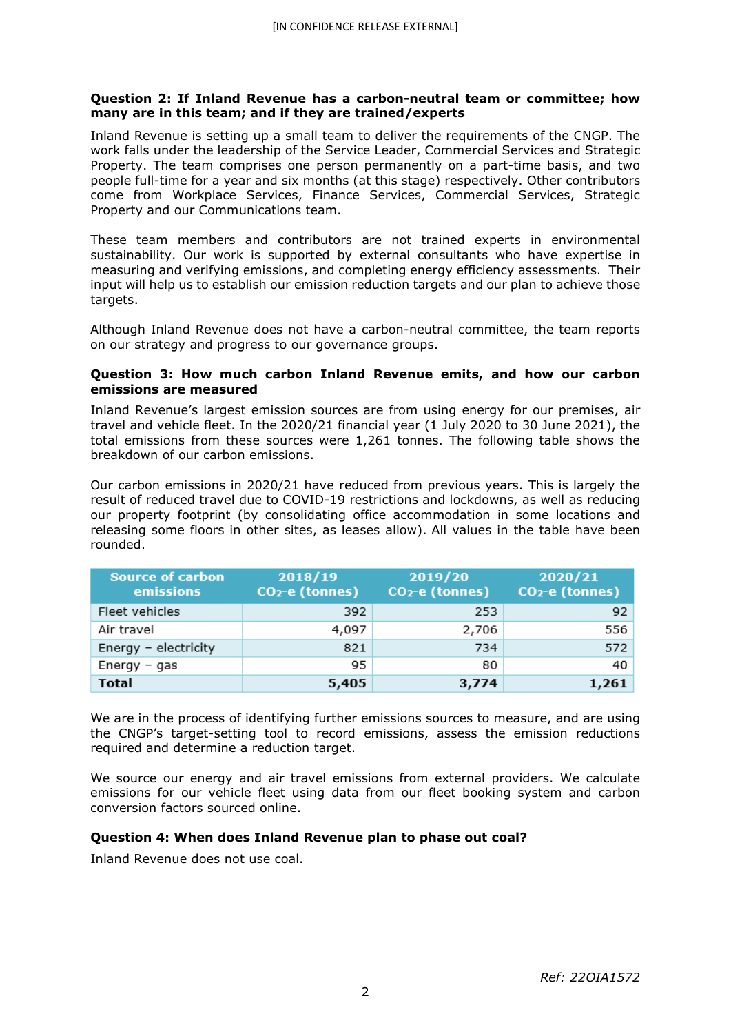**Question 2: If Inland Revenue has a carbon-neutral team or committee; how many are in this team; and if they are trained/experts**

Inland Revenue is setting up a small team to deliver the requirements of the CNGP. The work falls under the leadership of the Service Leader, Commercial Services and Strategic Property. The team comprises one person permanently on a part-time basis, and two people full-time for a year and six months (at this stage) respectively. Other contributors come from Workplace Services, Finance Services, Commercial Services, Strategic Property and our Communications team.

These team members and contributors are not trained experts in environmental sustainability. Our work is supported by external consultants who have expertise in measuring and verifying emissions, and completing energy efficiency assessments. Their input will help us to establish our emission reduction targets and our plan to achieve those targets.

Although Inland Revenue does not have a carbon-neutral committee, the team reports on our strategy and progress to our governance groups.

**Question 3: How much carbon Inland Revenue emits, and how our carbon emissions are measured**

Inland Revenue's largest emission sources are from using energy for our premises, air travel and vehicle fleet. In the 2020/21 financial year (1 July 2020 to 30 June 2021), the total emissions from these sources were 1,261 tonnes. The following table shows the breakdown of our carbon emissions.

Our carbon emissions in 2020/21 have reduced from previous years. This is largely the result of reduced travel due to COVID-19 restrictions and lockdowns, as well as reducing our property footprint (by consolidating office accommodation in some locations and releasing some floors in other sites, as leases allow). All values in the table have been rounded.

| Source of carbon emissions | 2018/19 $CO_2$-e (tonnes) | 2019/20 $CO_2$-e (tonnes) | 2020/21 $CO_2$-e (tonnes) |
|---|---|---|---|
| Fleet vehicles | 392 | 253 | 92 |
| Air travel | 4,097 | 2,706 | 556 |
| Energy – electricity | 821 | 734 | 572 |
| Energy – gas | 95 | 80 | 40 |
| **Total** | **5,405** | **3,774** | **1,261** |

We are in the process of identifying further emissions sources to measure, and are using the CNGP's target-setting tool to record emissions, assess the emission reductions required and determine a reduction target.

We source our energy and air travel emissions from external providers. We calculate emissions for our vehicle fleet using data from our fleet booking system and carbon conversion factors sourced online.

**Question 4: When does Inland Revenue plan to phase out coal?**

Inland Revenue does not use coal.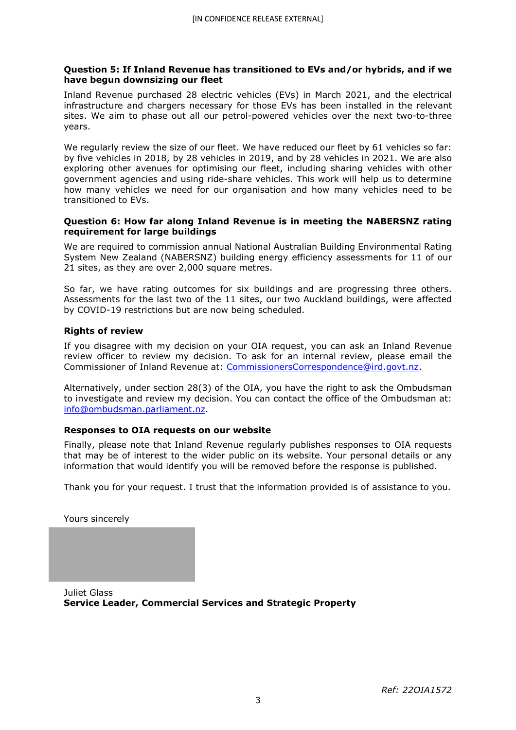**Question 5: If Inland Revenue has transitioned to EVs and/or hybrids, and if we have begun downsizing our fleet**

Inland Revenue purchased 28 electric vehicles (EVs) in March 2021, and the electrical infrastructure and chargers necessary for those EVs has been installed in the relevant sites. We aim to phase out all our petrol-powered vehicles over the next two-to-three years.

We regularly review the size of our fleet. We have reduced our fleet by 61 vehicles so far: by five vehicles in 2018, by 28 vehicles in 2019, and by 28 vehicles in 2021. We are also exploring other avenues for optimising our fleet, including sharing vehicles with other government agencies and using ride-share vehicles. This work will help us to determine how many vehicles we need for our organisation and how many vehicles need to be transitioned to EVs.

**Question 6: How far along Inland Revenue is in meeting the NABERSNZ rating requirement for large buildings**

We are required to commission annual National Australian Building Environmental Rating System New Zealand (NABERSNZ) building energy efficiency assessments for 11 of our 21 sites, as they are over 2,000 square metres.

So far, we have rating outcomes for six buildings and are progressing three others. Assessments for the last two of the 11 sites, our two Auckland buildings, were affected by COVID-19 restrictions but are now being scheduled.

**Rights of review**

If you disagree with my decision on your OIA request, you can ask an Inland Revenue review officer to review my decision. To ask for an internal review, please email the Commissioner of Inland Revenue at: CommissionersCorrespondence@ird.govt.nz.

Alternatively, under section 28(3) of the OIA, you have the right to ask the Ombudsman to investigate and review my decision. You can contact the office of the Ombudsman at: info@ombudsman.parliament.nz.

**Responses to OIA requests on our website**

Finally, please note that Inland Revenue regularly publishes responses to OIA requests that may be of interest to the wider public on its website. Your personal details or any information that would identify you will be removed before the response is published.

Thank you for your request. I trust that the information provided is of assistance to you.

Yours sincerely

Juliet Glass
**Service Leader, Commercial Services and Strategic Property**

*Ref: 22OIA1572*